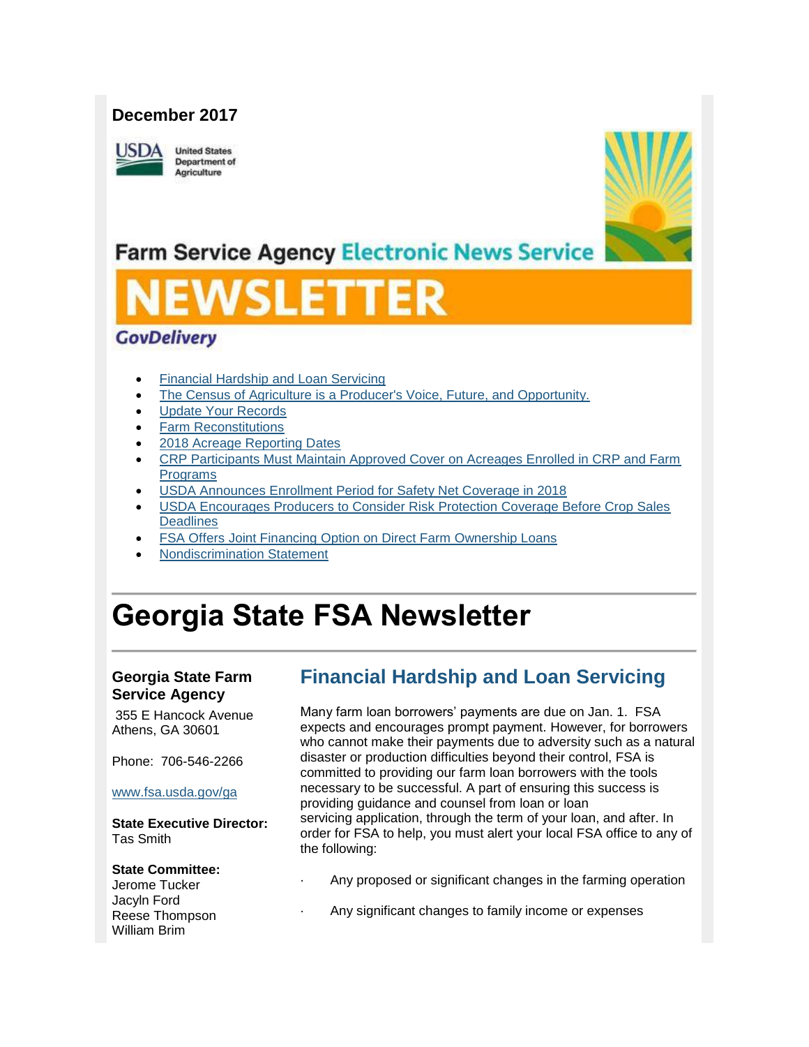**December 2017**

United States Department of Agriculture

Farm Service Agency Electronic News Service

# NEWSLETTER

GovDelivery

- [Financial Hardship and Loan Servicing]
- [The Census of Agriculture is a Producer's Voice, Future, and Opportunity.]
- [Update Your Records]
- [Farm Reconstitutions]
- [2018 Acreage Reporting Dates]
- [CRP Participants Must Maintain Approved Cover on Acreages Enrolled in CRP and Farm Programs]
- [USDA Announces Enrollment Period for Safety Net Coverage in 2018]
- [USDA Encourages Producers to Consider Risk Protection Coverage Before Crop Sales Deadlines]
- [FSA Offers Joint Financing Option on Direct Farm Ownership Loans]
- [Nondiscrimination Statement]

# Georgia State FSA Newsletter

**Georgia State Farm Service Agency**

355 E Hancock Avenue
Athens, GA 30601

Phone: 706-546-2266

www.fsa.usda.gov/ga

**State Executive Director:**
Tas Smith

**State Committee:**
Jerome Tucker
Jacyln Ford
Reese Thompson
William Brim

## Financial Hardship and Loan Servicing

Many farm loan borrowers' payments are due on Jan. 1. FSA expects and encourages prompt payment. However, for borrowers who cannot make their payments due to adversity such as a natural disaster or production difficulties beyond their control, FSA is committed to providing our farm loan borrowers with the tools necessary to be successful. A part of ensuring this success is providing guidance and counsel from loan or loan servicing application, through the term of your loan, and after. In order for FSA to help, you must alert your local FSA office to any of the following:

- Any proposed or significant changes in the farming operation
- Any significant changes to family income or expenses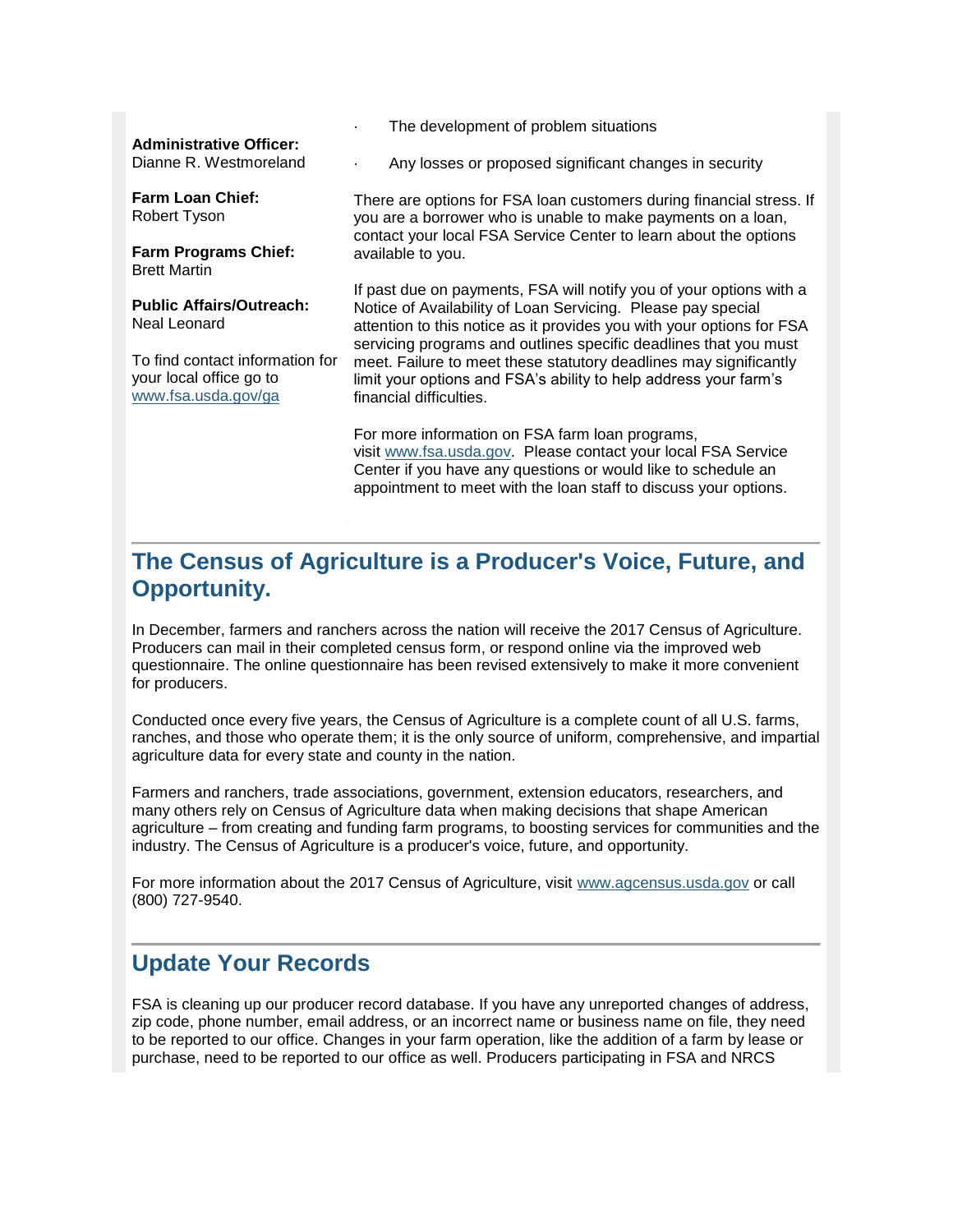**Administrative Officer:**
Dianne R. Westmoreland

**Farm Loan Chief:**
Robert Tyson

**Farm Programs Chief:**
Brett Martin

**Public Affairs/Outreach:**
Neal Leonard

To find contact information for your local office go to www.fsa.usda.gov/ga

- The development of problem situations
- Any losses or proposed significant changes in security

There are options for FSA loan customers during financial stress. If you are a borrower who is unable to make payments on a loan, contact your local FSA Service Center to learn about the options available to you.

If past due on payments, FSA will notify you of your options with a Notice of Availability of Loan Servicing. Please pay special attention to this notice as it provides you with your options for FSA servicing programs and outlines specific deadlines that you must meet. Failure to meet these statutory deadlines may significantly limit your options and FSA's ability to help address your farm's financial difficulties.

For more information on FSA farm loan programs, visit www.fsa.usda.gov. Please contact your local FSA Service Center if you have any questions or would like to schedule an appointment to meet with the loan staff to discuss your options.

## The Census of Agriculture is a Producer's Voice, Future, and Opportunity.

In December, farmers and ranchers across the nation will receive the 2017 Census of Agriculture. Producers can mail in their completed census form, or respond online via the improved web questionnaire. The online questionnaire has been revised extensively to make it more convenient for producers.

Conducted once every five years, the Census of Agriculture is a complete count of all U.S. farms, ranches, and those who operate them; it is the only source of uniform, comprehensive, and impartial agriculture data for every state and county in the nation.

Farmers and ranchers, trade associations, government, extension educators, researchers, and many others rely on Census of Agriculture data when making decisions that shape American agriculture – from creating and funding farm programs, to boosting services for communities and the industry. The Census of Agriculture is a producer's voice, future, and opportunity.

For more information about the 2017 Census of Agriculture, visit www.agcensus.usda.gov or call (800) 727-9540.

## Update Your Records

FSA is cleaning up our producer record database. If you have any unreported changes of address, zip code, phone number, email address, or an incorrect name or business name on file, they need to be reported to our office. Changes in your farm operation, like the addition of a farm by lease or purchase, need to be reported to our office as well. Producers participating in FSA and NRCS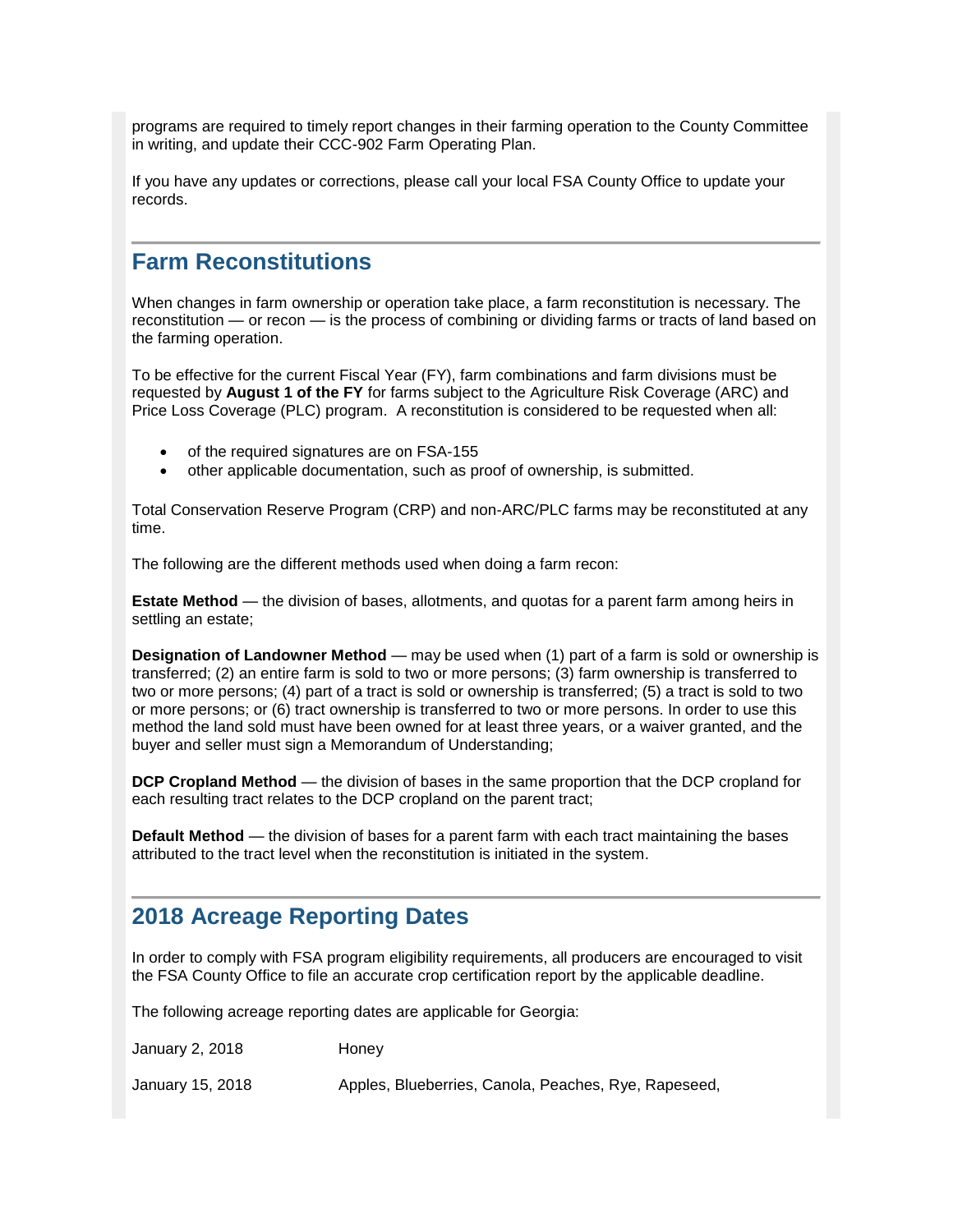programs are required to timely report changes in their farming operation to the County Committee in writing, and update their CCC-902 Farm Operating Plan.

If you have any updates or corrections, please call your local FSA County Office to update your records.

## Farm Reconstitutions

When changes in farm ownership or operation take place, a farm reconstitution is necessary. The reconstitution — or recon — is the process of combining or dividing farms or tracts of land based on the farming operation.

To be effective for the current Fiscal Year (FY), farm combinations and farm divisions must be requested by **August 1 of the FY** for farms subject to the Agriculture Risk Coverage (ARC) and Price Loss Coverage (PLC) program. A reconstitution is considered to be requested when all:

- of the required signatures are on FSA-155
- other applicable documentation, such as proof of ownership, is submitted.

Total Conservation Reserve Program (CRP) and non-ARC/PLC farms may be reconstituted at any time.

The following are the different methods used when doing a farm recon:

**Estate Method** — the division of bases, allotments, and quotas for a parent farm among heirs in settling an estate;

**Designation of Landowner Method** — may be used when (1) part of a farm is sold or ownership is transferred; (2) an entire farm is sold to two or more persons; (3) farm ownership is transferred to two or more persons; (4) part of a tract is sold or ownership is transferred; (5) a tract is sold to two or more persons; or (6) tract ownership is transferred to two or more persons. In order to use this method the land sold must have been owned for at least three years, or a waiver granted, and the buyer and seller must sign a Memorandum of Understanding;

**DCP Cropland Method** — the division of bases in the same proportion that the DCP cropland for each resulting tract relates to the DCP cropland on the parent tract;

**Default Method** — the division of bases for a parent farm with each tract maintaining the bases attributed to the tract level when the reconstitution is initiated in the system.

## 2018 Acreage Reporting Dates

In order to comply with FSA program eligibility requirements, all producers are encouraged to visit the FSA County Office to file an accurate crop certification report by the applicable deadline.

The following acreage reporting dates are applicable for Georgia:

| | |
|---|---|
| January 2, 2018 | Honey |
| January 15, 2018 | Apples, Blueberries, Canola, Peaches, Rye, Rapeseed, |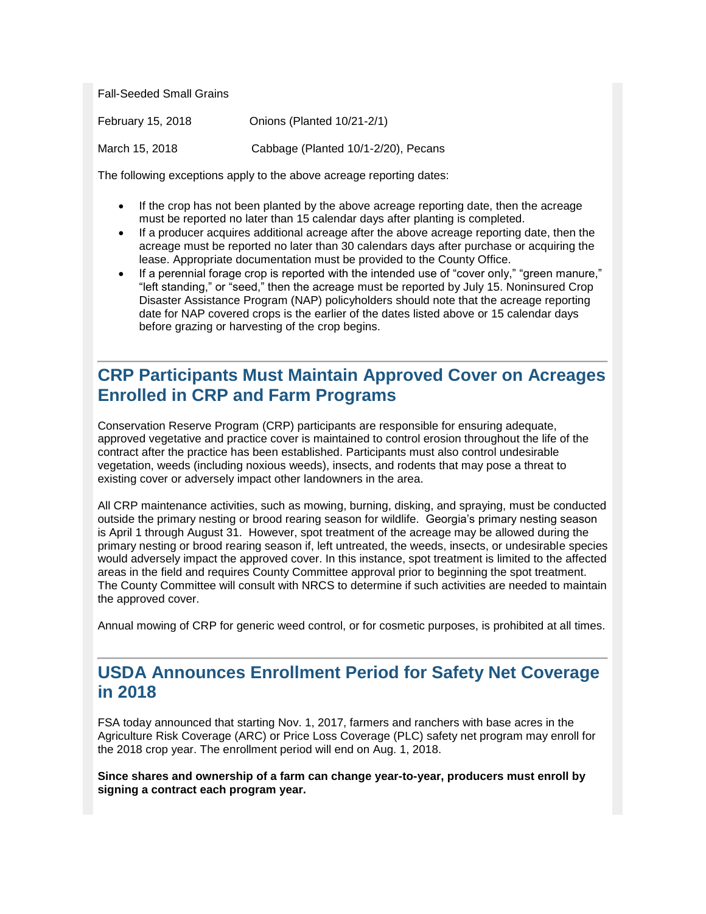Fall-Seeded Small Grains

February 15, 2018 Onions (Planted 10/21-2/1)

March 15, 2018 Cabbage (Planted 10/1-2/20), Pecans

The following exceptions apply to the above acreage reporting dates:

- If the crop has not been planted by the above acreage reporting date, then the acreage must be reported no later than 15 calendar days after planting is completed.
- If a producer acquires additional acreage after the above acreage reporting date, then the acreage must be reported no later than 30 calendars days after purchase or acquiring the lease. Appropriate documentation must be provided to the County Office.
- If a perennial forage crop is reported with the intended use of "cover only," "green manure," "left standing," or "seed," then the acreage must be reported by July 15. Noninsured Crop Disaster Assistance Program (NAP) policyholders should note that the acreage reporting date for NAP covered crops is the earlier of the dates listed above or 15 calendar days before grazing or harvesting of the crop begins.

## CRP Participants Must Maintain Approved Cover on Acreages Enrolled in CRP and Farm Programs

Conservation Reserve Program (CRP) participants are responsible for ensuring adequate, approved vegetative and practice cover is maintained to control erosion throughout the life of the contract after the practice has been established. Participants must also control undesirable vegetation, weeds (including noxious weeds), insects, and rodents that may pose a threat to existing cover or adversely impact other landowners in the area.

All CRP maintenance activities, such as mowing, burning, disking, and spraying, must be conducted outside the primary nesting or brood rearing season for wildlife. Georgia's primary nesting season is April 1 through August 31. However, spot treatment of the acreage may be allowed during the primary nesting or brood rearing season if, left untreated, the weeds, insects, or undesirable species would adversely impact the approved cover. In this instance, spot treatment is limited to the affected areas in the field and requires County Committee approval prior to beginning the spot treatment. The County Committee will consult with NRCS to determine if such activities are needed to maintain the approved cover.

Annual mowing of CRP for generic weed control, or for cosmetic purposes, is prohibited at all times.

## USDA Announces Enrollment Period for Safety Net Coverage in 2018

FSA today announced that starting Nov. 1, 2017, farmers and ranchers with base acres in the Agriculture Risk Coverage (ARC) or Price Loss Coverage (PLC) safety net program may enroll for the 2018 crop year. The enrollment period will end on Aug. 1, 2018.

**Since shares and ownership of a farm can change year-to-year, producers must enroll by signing a contract each program year.**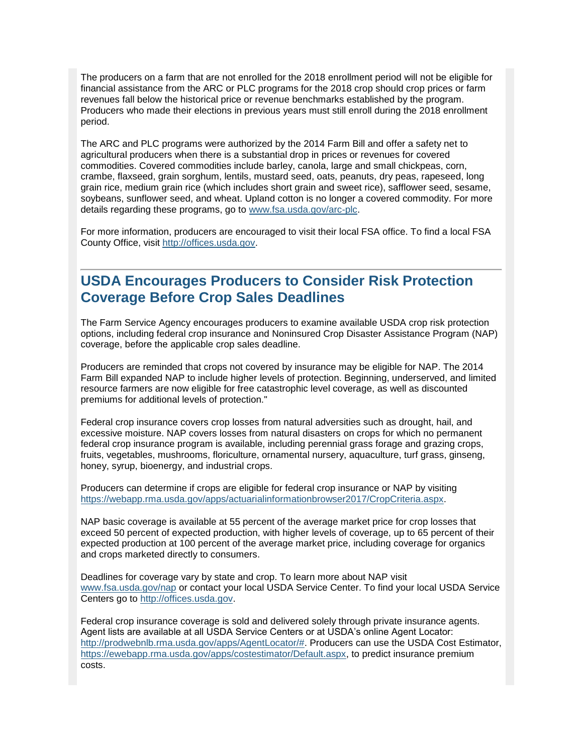The producers on a farm that are not enrolled for the 2018 enrollment period will not be eligible for financial assistance from the ARC or PLC programs for the 2018 crop should crop prices or farm revenues fall below the historical price or revenue benchmarks established by the program. Producers who made their elections in previous years must still enroll during the 2018 enrollment period.

The ARC and PLC programs were authorized by the 2014 Farm Bill and offer a safety net to agricultural producers when there is a substantial drop in prices or revenues for covered commodities. Covered commodities include barley, canola, large and small chickpeas, corn, crambe, flaxseed, grain sorghum, lentils, mustard seed, oats, peanuts, dry peas, rapeseed, long grain rice, medium grain rice (which includes short grain and sweet rice), safflower seed, sesame, soybeans, sunflower seed, and wheat. Upland cotton is no longer a covered commodity. For more details regarding these programs, go to [www.fsa.usda.gov/arc-plc](www.fsa.usda.gov/arc-plc).

For more information, producers are encouraged to visit their local FSA office. To find a local FSA County Office, visit [http://offices.usda.gov](http://offices.usda.gov).

---

## USDA Encourages Producers to Consider Risk Protection Coverage Before Crop Sales Deadlines

The Farm Service Agency encourages producers to examine available USDA crop risk protection options, including federal crop insurance and Noninsured Crop Disaster Assistance Program (NAP) coverage, before the applicable crop sales deadline.

Producers are reminded that crops not covered by insurance may be eligible for NAP. The 2014 Farm Bill expanded NAP to include higher levels of protection. Beginning, underserved, and limited resource farmers are now eligible for free catastrophic level coverage, as well as discounted premiums for additional levels of protection."

Federal crop insurance covers crop losses from natural adversities such as drought, hail, and excessive moisture. NAP covers losses from natural disasters on crops for which no permanent federal crop insurance program is available, including perennial grass forage and grazing crops, fruits, vegetables, mushrooms, floriculture, ornamental nursery, aquaculture, turf grass, ginseng, honey, syrup, bioenergy, and industrial crops.

Producers can determine if crops are eligible for federal crop insurance or NAP by visiting [https://webapp.rma.usda.gov/apps/actuarialinformationbrowser2017/CropCriteria.aspx](https://webapp.rma.usda.gov/apps/actuarialinformationbrowser2017/CropCriteria.aspx).

NAP basic coverage is available at 55 percent of the average market price for crop losses that exceed 50 percent of expected production, with higher levels of coverage, up to 65 percent of their expected production at 100 percent of the average market price, including coverage for organics and crops marketed directly to consumers.

Deadlines for coverage vary by state and crop. To learn more about NAP visit [www.fsa.usda.gov/nap](www.fsa.usda.gov/nap) or contact your local USDA Service Center. To find your local USDA Service Centers go to [http://offices.usda.gov](http://offices.usda.gov).

Federal crop insurance coverage is sold and delivered solely through private insurance agents. Agent lists are available at all USDA Service Centers or at USDA's online Agent Locator: [http://prodwebnlb.rma.usda.gov/apps/AgentLocator/#](http://prodwebnlb.rma.usda.gov/apps/AgentLocator/#). Producers can use the USDA Cost Estimator, [https://ewebapp.rma.usda.gov/apps/costestimator/Default.aspx](https://ewebapp.rma.usda.gov/apps/costestimator/Default.aspx), to predict insurance premium costs.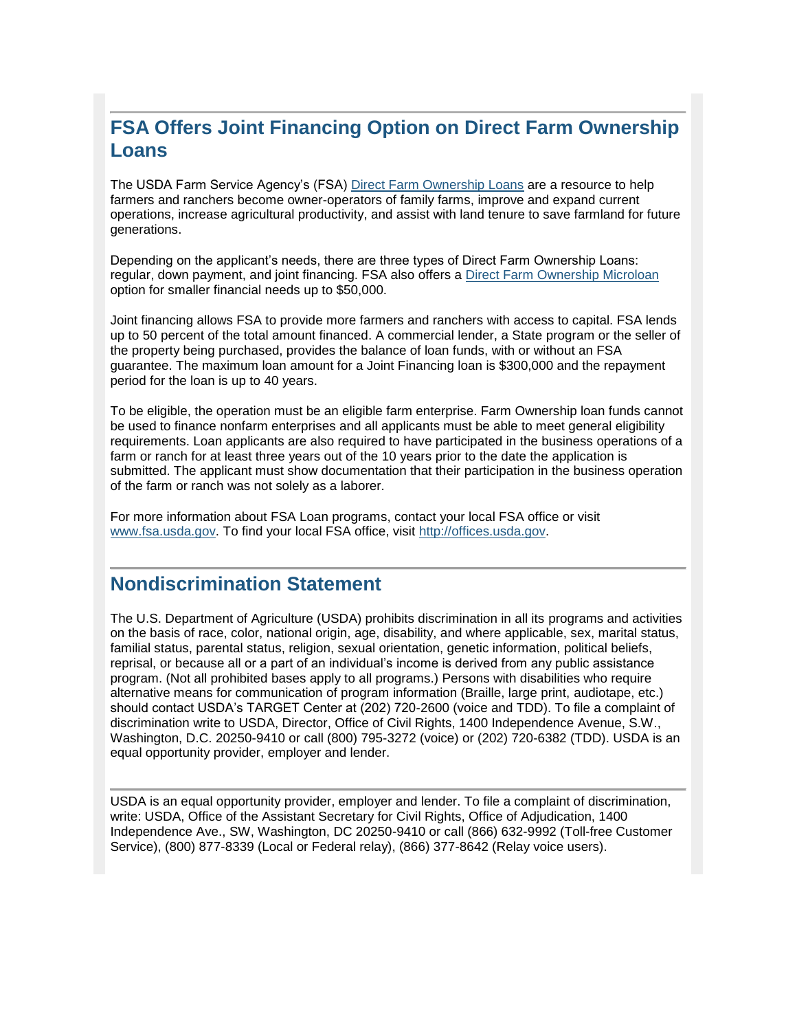## FSA Offers Joint Financing Option on Direct Farm Ownership Loans

The USDA Farm Service Agency's (FSA) Direct Farm Ownership Loans are a resource to help farmers and ranchers become owner-operators of family farms, improve and expand current operations, increase agricultural productivity, and assist with land tenure to save farmland for future generations.

Depending on the applicant's needs, there are three types of Direct Farm Ownership Loans: regular, down payment, and joint financing. FSA also offers a Direct Farm Ownership Microloan option for smaller financial needs up to $50,000.

Joint financing allows FSA to provide more farmers and ranchers with access to capital. FSA lends up to 50 percent of the total amount financed. A commercial lender, a State program or the seller of the property being purchased, provides the balance of loan funds, with or without an FSA guarantee. The maximum loan amount for a Joint Financing loan is $300,000 and the repayment period for the loan is up to 40 years.

To be eligible, the operation must be an eligible farm enterprise. Farm Ownership loan funds cannot be used to finance nonfarm enterprises and all applicants must be able to meet general eligibility requirements. Loan applicants are also required to have participated in the business operations of a farm or ranch for at least three years out of the 10 years prior to the date the application is submitted. The applicant must show documentation that their participation in the business operation of the farm or ranch was not solely as a laborer.

For more information about FSA Loan programs, contact your local FSA office or visit www.fsa.usda.gov. To find your local FSA office, visit http://offices.usda.gov.

## Nondiscrimination Statement

The U.S. Department of Agriculture (USDA) prohibits discrimination in all its programs and activities on the basis of race, color, national origin, age, disability, and where applicable, sex, marital status, familial status, parental status, religion, sexual orientation, genetic information, political beliefs, reprisal, or because all or a part of an individual's income is derived from any public assistance program. (Not all prohibited bases apply to all programs.) Persons with disabilities who require alternative means for communication of program information (Braille, large print, audiotape, etc.) should contact USDA's TARGET Center at (202) 720-2600 (voice and TDD). To file a complaint of discrimination write to USDA, Director, Office of Civil Rights, 1400 Independence Avenue, S.W., Washington, D.C. 20250-9410 or call (800) 795-3272 (voice) or (202) 720-6382 (TDD). USDA is an equal opportunity provider, employer and lender.

---

USDA is an equal opportunity provider, employer and lender. To file a complaint of discrimination, write: USDA, Office of the Assistant Secretary for Civil Rights, Office of Adjudication, 1400 Independence Ave., SW, Washington, DC 20250-9410 or call (866) 632-9992 (Toll-free Customer Service), (800) 877-8339 (Local or Federal relay), (866) 377-8642 (Relay voice users).